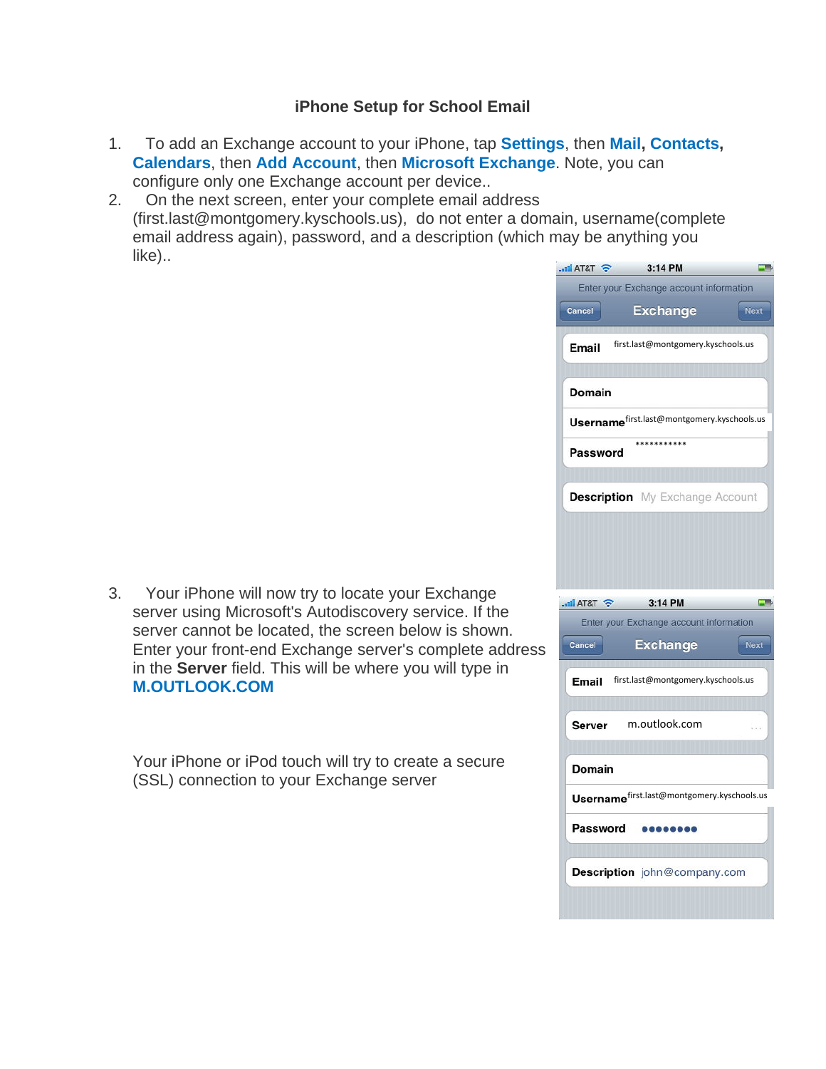# iPhone Setup for School Email

1. To add an Exchange account to your iPhone, tap **Settings**, then **Mail, Contacts, Calendars**, then **Add Account**, then **Microsoft Exchange**. Note, you can configure only one Exchange account per device..
2. On the next screen, enter your complete email address (first.last@montgomery.kyschools.us), do not enter a domain, username(complete email address again), password, and a description (which may be anything you like)..
3. Your iPhone will now try to locate your Exchange server using Microsoft's Autodiscovery service. If the server cannot be located, the screen below is shown. Enter your front-end Exchange server's complete address in the **Server** field. This will be where you will type in **M.OUTLOOK.COM**

   Your iPhone or iPod touch will try to create a secure (SSL) connection to your Exchange server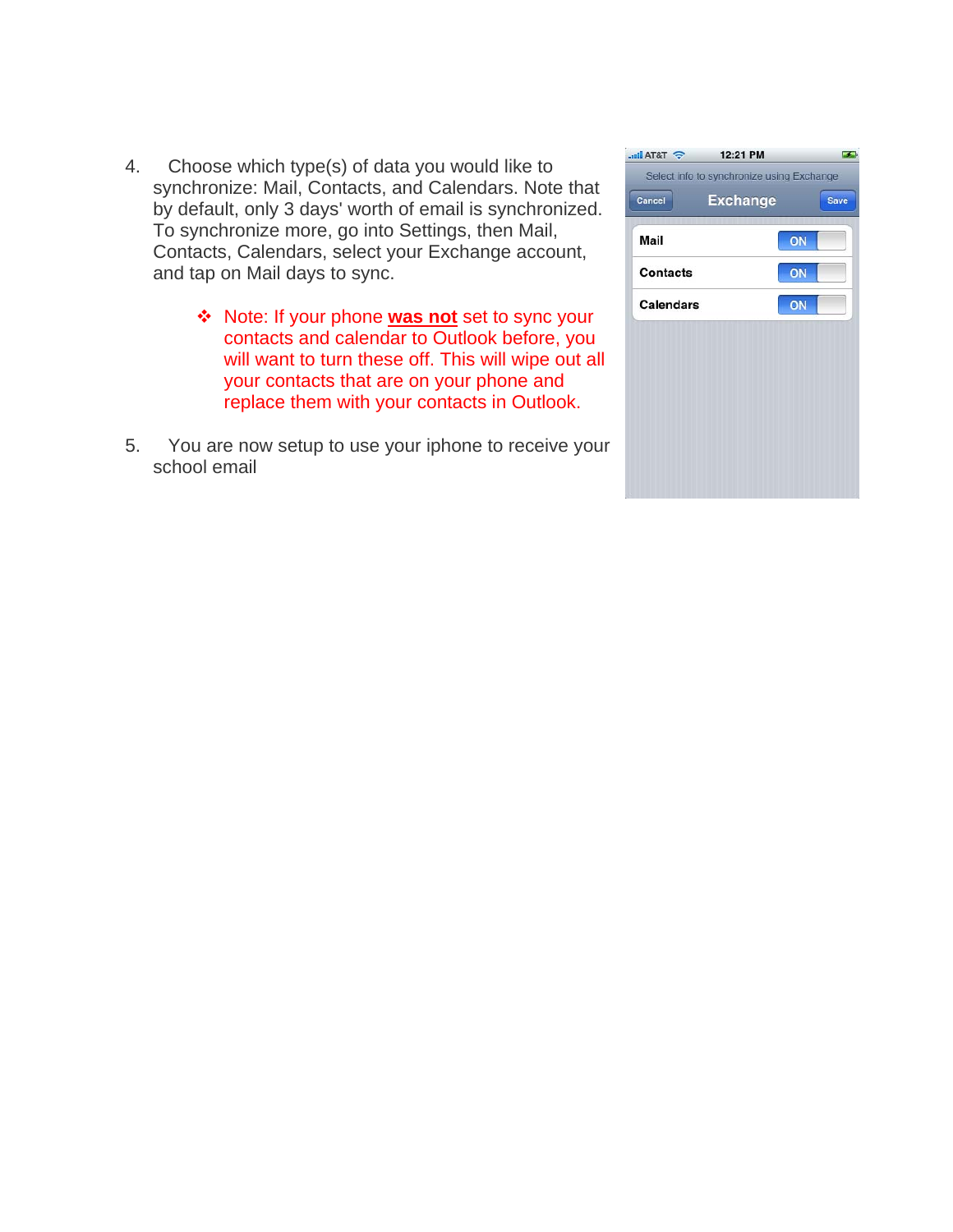4. Choose which type(s) of data you would like to synchronize: Mail, Contacts, and Calendars. Note that by default, only 3 days' worth of email is synchronized. To synchronize more, go into Settings, then Mail, Contacts, Calendars, select your Exchange account, and tap on Mail days to sync.

   - Note: If your phone **was not** set to sync your contacts and calendar to Outlook before, you will want to turn these off. This will wipe out all your contacts that are on your phone and replace them with your contacts in Outlook.

5. You are now setup to use your iphone to receive your school email